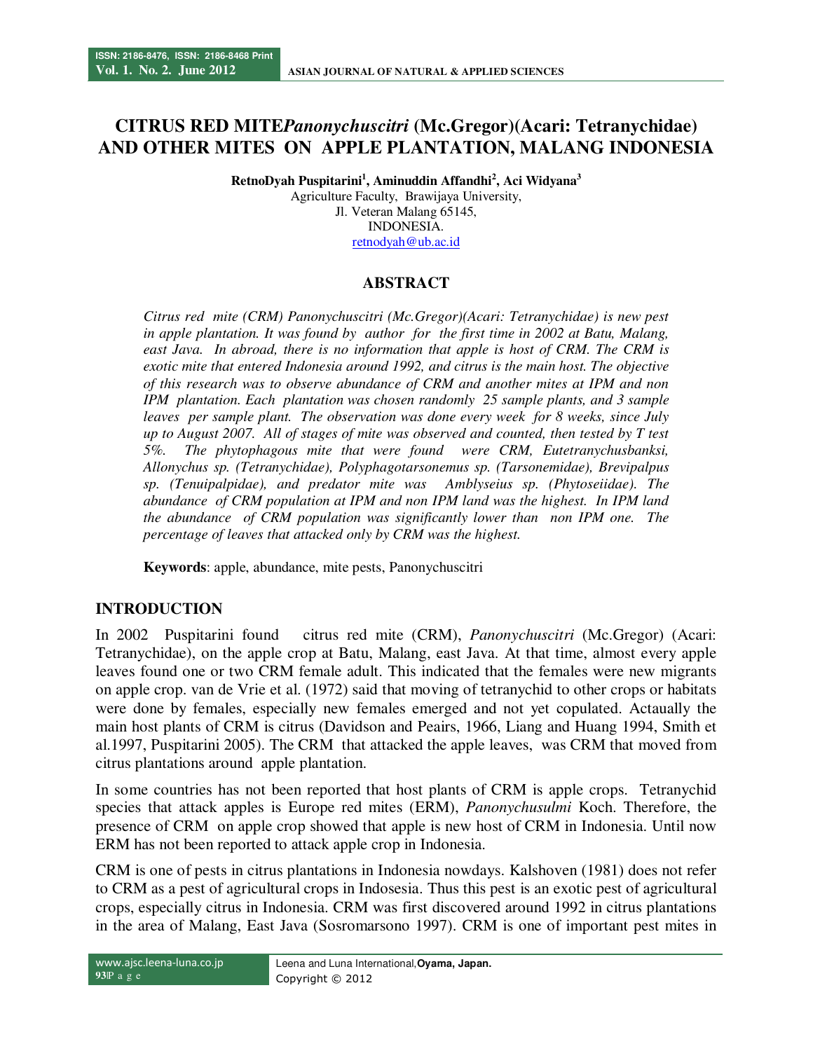# CITRUS RED MITE*Panonychuscitri* (Mc.Gregor)(Acari: Tetranychidae) AND OTHER MITES ON APPLE PLANTATION, MALANG INDONESIA

**RetnoDyah Puspitarini[1], Aminuddin Affandhi[2], Aci Widyana[3]**

Agriculture Faculty, Brawijaya University,
Jl. Veteran Malang 65145,
INDONESIA.
retnodyah@ub.ac.id

## ABSTRACT

*Citrus red mite (CRM) Panonychuscitri (Mc.Gregor)(Acari: Tetranychidae) is new pest in apple plantation. It was found by author for the first time in 2002 at Batu, Malang, east Java. In abroad, there is no information that apple is host of CRM. The CRM is exotic mite that entered Indonesia around 1992, and citrus is the main host. The objective of this research was to observe abundance of CRM and another mites at IPM and non IPM plantation. Each plantation was chosen randomly 25 sample plants, and 3 sample leaves per sample plant. The observation was done every week for 8 weeks, since July up to August 2007. All of stages of mite was observed and counted, then tested by T test 5%. The phytophagous mite that were found were CRM, Eutetranychusbanksi, Allonychus sp. (Tetranychidae), Polyphagotarsonemus sp. (Tarsonemidae), Brevipalpus sp. (Tenuipalpidae), and predator mite was Amblyseius sp. (Phytoseiidae). The abundance of CRM population at IPM and non IPM land was the highest. In IPM land the abundance of CRM population was significantly lower than non IPM one. The percentage of leaves that attacked only by CRM was the highest.*

**Keywords**: apple, abundance, mite pests, Panonychuscitri

## INTRODUCTION

In 2002 Puspitarini found citrus red mite (CRM), *Panonychuscitri* (Mc.Gregor) (Acari: Tetranychidae), on the apple crop at Batu, Malang, east Java. At that time, almost every apple leaves found one or two CRM female adult. This indicated that the females were new migrants on apple crop. van de Vrie et al. (1972) said that moving of tetranychid to other crops or habitats were done by females, especially new females emerged and not yet copulated. Actaually the main host plants of CRM is citrus (Davidson and Peairs, 1966, Liang and Huang 1994, Smith et al.1997, Puspitarini 2005). The CRM that attacked the apple leaves, was CRM that moved from citrus plantations around apple plantation.

In some countries has not been reported that host plants of CRM is apple crops. Tetranychid species that attack apples is Europe red mites (ERM), *Panonychusulmi* Koch. Therefore, the presence of CRM on apple crop showed that apple is new host of CRM in Indonesia. Until now ERM has not been reported to attack apple crop in Indonesia.

CRM is one of pests in citrus plantations in Indonesia nowdays. Kalshoven (1981) does not refer to CRM as a pest of agricultural crops in Indosesia. Thus this pest is an exotic pest of agricultural crops, especially citrus in Indonesia. CRM was first discovered around 1992 in citrus plantations in the area of Malang, East Java (Sosromarsono 1997). CRM is one of important pest mites in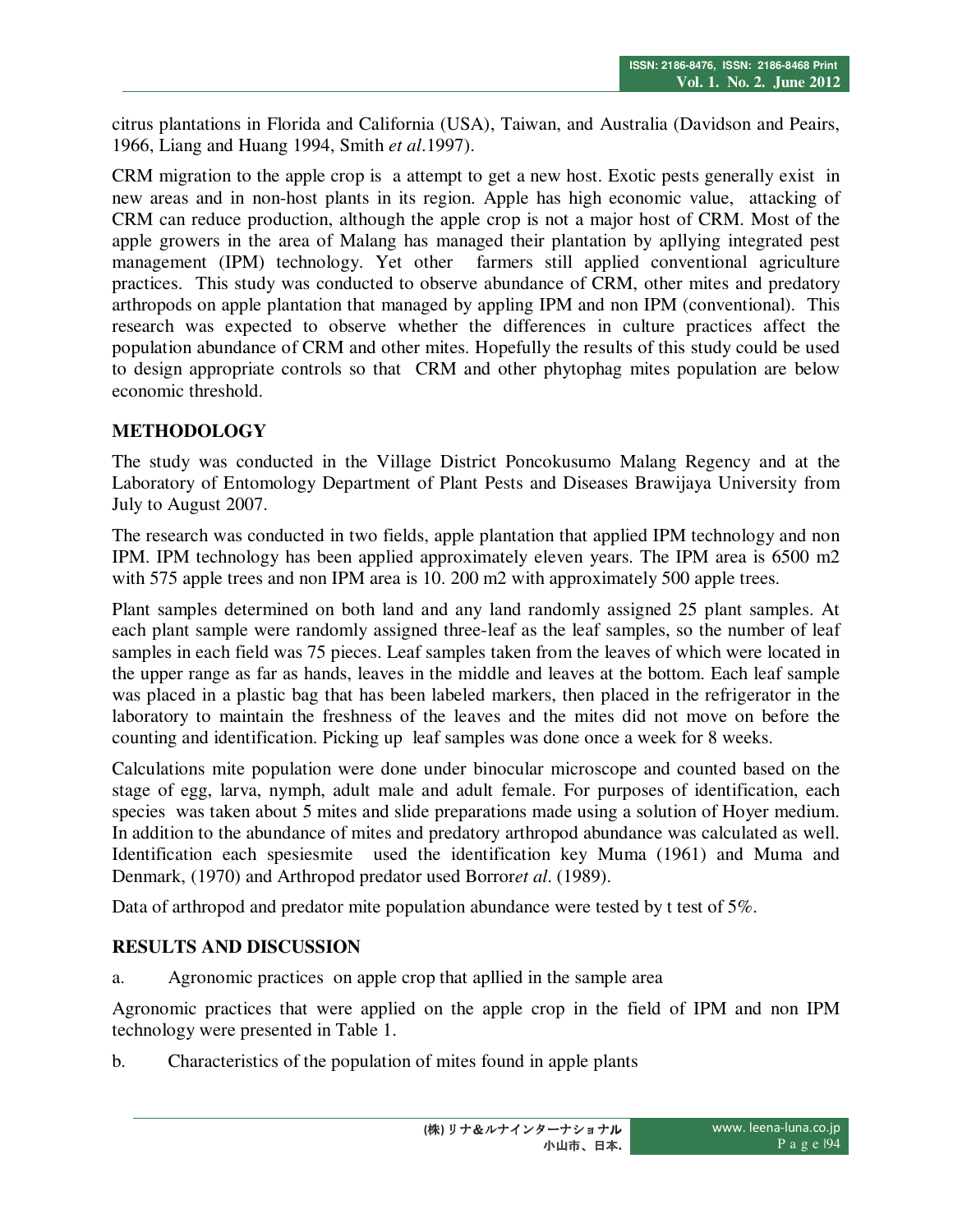citrus plantations in Florida and California (USA), Taiwan, and Australia (Davidson and Peairs, 1966, Liang and Huang 1994, Smith *et al*.1997).

CRM migration to the apple crop is a attempt to get a new host. Exotic pests generally exist in new areas and in non-host plants in its region. Apple has high economic value, attacking of CRM can reduce production, although the apple crop is not a major host of CRM. Most of the apple growers in the area of Malang has managed their plantation by apllying integrated pest management (IPM) technology. Yet other farmers still applied conventional agriculture practices. This study was conducted to observe abundance of CRM, other mites and predatory arthropods on apple plantation that managed by appling IPM and non IPM (conventional). This research was expected to observe whether the differences in culture practices affect the population abundance of CRM and other mites. Hopefully the results of this study could be used to design appropriate controls so that CRM and other phytophag mites population are below economic threshold.

## METHODOLOGY

The study was conducted in the Village District Poncokusumo Malang Regency and at the Laboratory of Entomology Department of Plant Pests and Diseases Brawijaya University from July to August 2007.

The research was conducted in two fields, apple plantation that applied IPM technology and non IPM. IPM technology has been applied approximately eleven years. The IPM area is 6500 m2 with 575 apple trees and non IPM area is 10. 200 m2 with approximately 500 apple trees.

Plant samples determined on both land and any land randomly assigned 25 plant samples. At each plant sample were randomly assigned three-leaf as the leaf samples, so the number of leaf samples in each field was 75 pieces. Leaf samples taken from the leaves of which were located in the upper range as far as hands, leaves in the middle and leaves at the bottom. Each leaf sample was placed in a plastic bag that has been labeled markers, then placed in the refrigerator in the laboratory to maintain the freshness of the leaves and the mites did not move on before the counting and identification. Picking up leaf samples was done once a week for 8 weeks.

Calculations mite population were done under binocular microscope and counted based on the stage of egg, larva, nymph, adult male and adult female. For purposes of identification, each species was taken about 5 mites and slide preparations made using a solution of Hoyer medium. In addition to the abundance of mites and predatory arthropod abundance was calculated as well. Identification each spesiesmite used the identification key Muma (1961) and Muma and Denmark, (1970) and Arthropod predator used Borror*et al*. (1989).

Data of arthropod and predator mite population abundance were tested by t test of 5%.

## RESULTS AND DISCUSSION

a. Agronomic practices on apple crop that apllied in the sample area

Agronomic practices that were applied on the apple crop in the field of IPM and non IPM technology were presented in Table 1.

b. Characteristics of the population of mites found in apple plants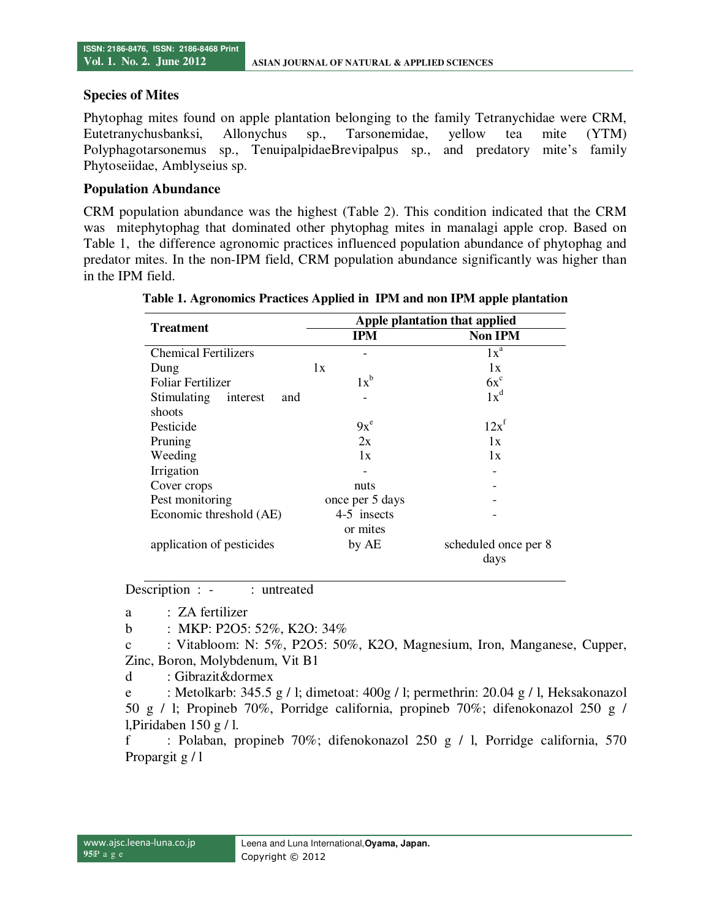## Species of Mites

Phytophag mites found on apple plantation belonging to the family Tetranychidae were CRM, Eutetranychusbanksi, Allonychus sp., Tarsonemidae, yellow tea mite (YTM) Polyphagotarsonemus sp., TenuipalpidaeBrevipalpus sp., and predatory mite's family Phytoseiidae, Amblyseius sp.

## Population Abundance

CRM population abundance was the highest (Table 2). This condition indicated that the CRM was mitephytophag that dominated other phytophag mites in manalagi apple crop. Based on Table 1, the difference agronomic practices influenced population abundance of phytophag and predator mites. In the non-IPM field, CRM population abundance significantly was higher than in the IPM field.

**Table 1. Agronomics Practices Applied in IPM and non IPM apple plantation**

| Treatment | Apple plantation that applied | |
|---|---|---|
| | IPM | Non IPM |
| Chemical Fertilizers | - | 1x[a] |
| Dung | 1x | 1x |
| Foliar Fertilizer | 1x[b] | 6x[c] |
| Stimulating interest and shoots | - | 1x[d] |
| Pesticide | 9x[e] | 12x[f] |
| Pruning | 2x | 1x |
| Weeding | 1x | 1x |
| Irrigation | - | - |
| Cover crops | nuts | - |
| Pest monitoring | once per 5 days | - |
| Economic threshold (AE) | 4-5 insects or mites | - |
| application of pesticides | by AE | scheduled once per 8 days |

Description : - : untreated

a : ZA fertilizer

b : MKP: $P_2O_5$: 52%, $K_2O$: 34%

c : Vitabloom: N: 5%, $P_2O_5$: 50%, $K_2O$, Magnesium, Iron, Manganese, Cupper, Zinc, Boron, Molybdenum, Vit B1

d : Gibrazit&dormex

e : Metolkarb: 345.5 g / l; dimetoat: 400g / l; permethrin: 20.04 g / l, Heksakonazol 50 g / l; Propineb 70%, Porridge california, propineb 70%; difenokonazol 250 g / l,Piridaben 150 g / l.

f : Polaban, propineb 70%; difenokonazol 250 g / l, Porridge california, 570 Propargit g / l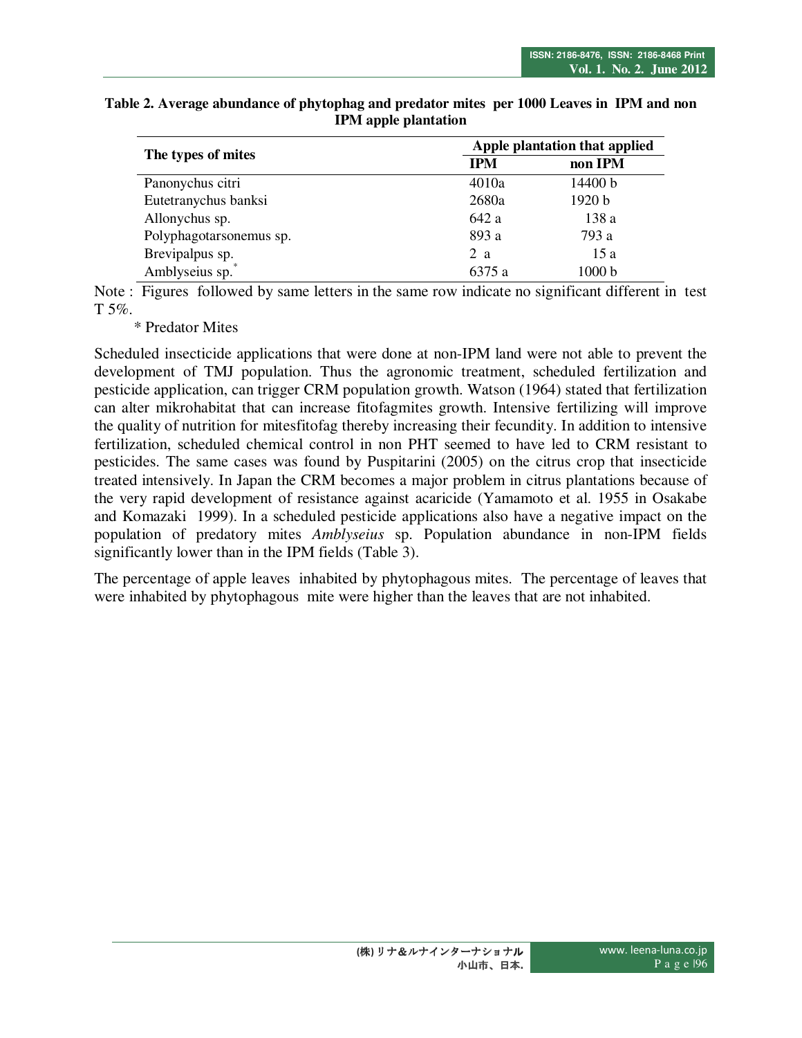**Table 2. Average abundance of phytophag and predator mites per 1000 Leaves in IPM and non IPM apple plantation**

| The types of mites | Apple plantation that applied | |
|---|---|---|
| | **IPM** | **non IPM** |
| Panonychus citri | 4010a | 14400 b |
| Eutetranychus banksi | 2680a | 1920 b |
| Allonychus sp. | 642 a | 138 a |
| Polyphagotarsonemus sp. | 893 a | 793 a |
| Brevipalpus sp. | 2 a | 15 a |
| Amblyseius sp.* | 6375 a | 1000 b |

Note : Figures followed by same letters in the same row indicate no significant different in test T 5%.

\* Predator Mites

Scheduled insecticide applications that were done at non-IPM land were not able to prevent the development of TMJ population. Thus the agronomic treatment, scheduled fertilization and pesticide application, can trigger CRM population growth. Watson (1964) stated that fertilization can alter mikrohabitat that can increase fitofagmites growth. Intensive fertilizing will improve the quality of nutrition for mitesfitofag thereby increasing their fecundity. In addition to intensive fertilization, scheduled chemical control in non PHT seemed to have led to CRM resistant to pesticides. The same cases was found by Puspitarini (2005) on the citrus crop that insecticide treated intensively. In Japan the CRM becomes a major problem in citrus plantations because of the very rapid development of resistance against acaricide (Yamamoto et al. 1955 in Osakabe and Komazaki 1999). In a scheduled pesticide applications also have a negative impact on the population of predatory mites *Amblyseius* sp. Population abundance in non-IPM fields significantly lower than in the IPM fields (Table 3).

The percentage of apple leaves inhabited by phytophagous mites. The percentage of leaves that were inhabited by phytophagous mite were higher than the leaves that are not inhabited.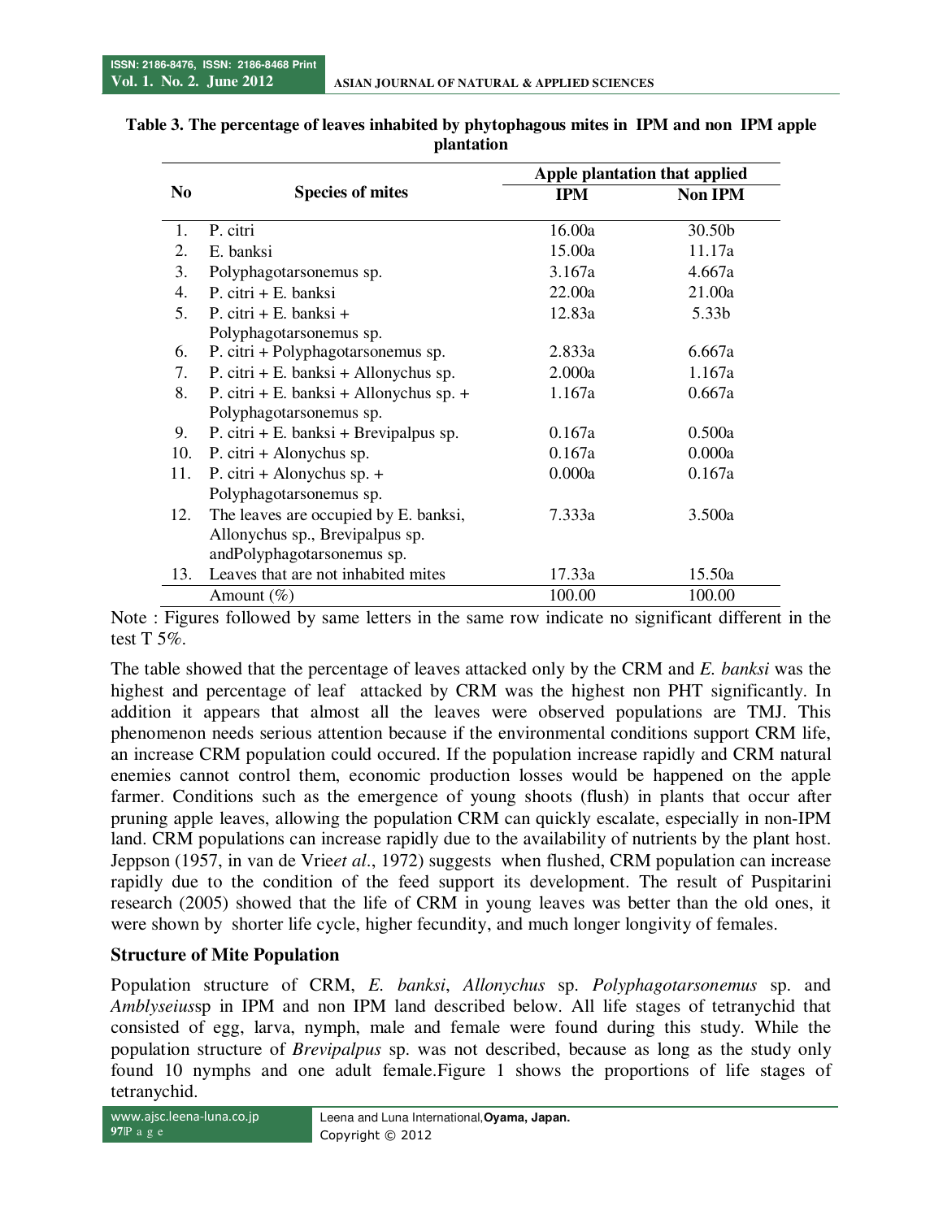**Table 3. The percentage of leaves inhabited by phytophagous mites in IPM and non IPM apple plantation**

| No | Species of mites | Apple plantation that applied | |
|---|---|---|---|
| | | IPM | Non IPM |
| 1. | P. citri | 16.00a | 30.50b |
| 2. | E. banksi | 15.00a | 11.17a |
| 3. | Polyphagotarsonemus sp. | 3.167a | 4.667a |
| 4. | P. citri + E. banksi | 22.00a | 21.00a |
| 5. | P. citri + E. banksi + Polyphagotarsonemus sp. | 12.83a | 5.33b |
| 6. | P. citri + Polyphagotarsonemus sp. | 2.833a | 6.667a |
| 7. | P. citri + E. banksi + Allonychus sp. | 2.000a | 1.167a |
| 8. | P. citri + E. banksi + Allonychus sp. + Polyphagotarsonemus sp. | 1.167a | 0.667a |
| 9. | P. citri + E. banksi + Brevipalpus sp. | 0.167a | 0.500a |
| 10. | P. citri + Alonychus sp. | 0.167a | 0.000a |
| 11. | P. citri + Alonychus sp. + Polyphagotarsonemus sp. | 0.000a | 0.167a |
| 12. | The leaves are occupied by E. banksi, Allonychus sp., Brevipalpus sp. andPolyphagotarsonemus sp. | 7.333a | 3.500a |
| 13. | Leaves that are not inhabited mites | 17.33a | 15.50a |
| | Amount (%) | 100.00 | 100.00 |

Note : Figures followed by same letters in the same row indicate no significant different in the test T 5%.

The table showed that the percentage of leaves attacked only by the CRM and *E. banksi* was the highest and percentage of leaf attacked by CRM was the highest non PHT significantly. In addition it appears that almost all the leaves were observed populations are TMJ. This phenomenon needs serious attention because if the environmental conditions support CRM life, an increase CRM population could occured. If the population increase rapidly and CRM natural enemies cannot control them, economic production losses would be happened on the apple farmer. Conditions such as the emergence of young shoots (flush) in plants that occur after pruning apple leaves, allowing the population CRM can quickly escalate, especially in non-IPM land. CRM populations can increase rapidly due to the availability of nutrients by the plant host. Jeppson (1957, in van de Vrie*et al*., 1972) suggests when flushed, CRM population can increase rapidly due to the condition of the feed support its development. The result of Puspitarini research (2005) showed that the life of CRM in young leaves was better than the old ones, it were shown by shorter life cycle, higher fecundity, and much longer longivity of females.

## Structure of Mite Population

Population structure of CRM, *E. banksi*, *Allonychus* sp. *Polyphagotarsonemus* sp. and *Amblyseius*sp in IPM and non IPM land described below. All life stages of tetranychid that consisted of egg, larva, nymph, male and female were found during this study. While the population structure of *Brevipalpus* sp. was not described, because as long as the study only found 10 nymphs and one adult female.Figure 1 shows the proportions of life stages of tetranychid.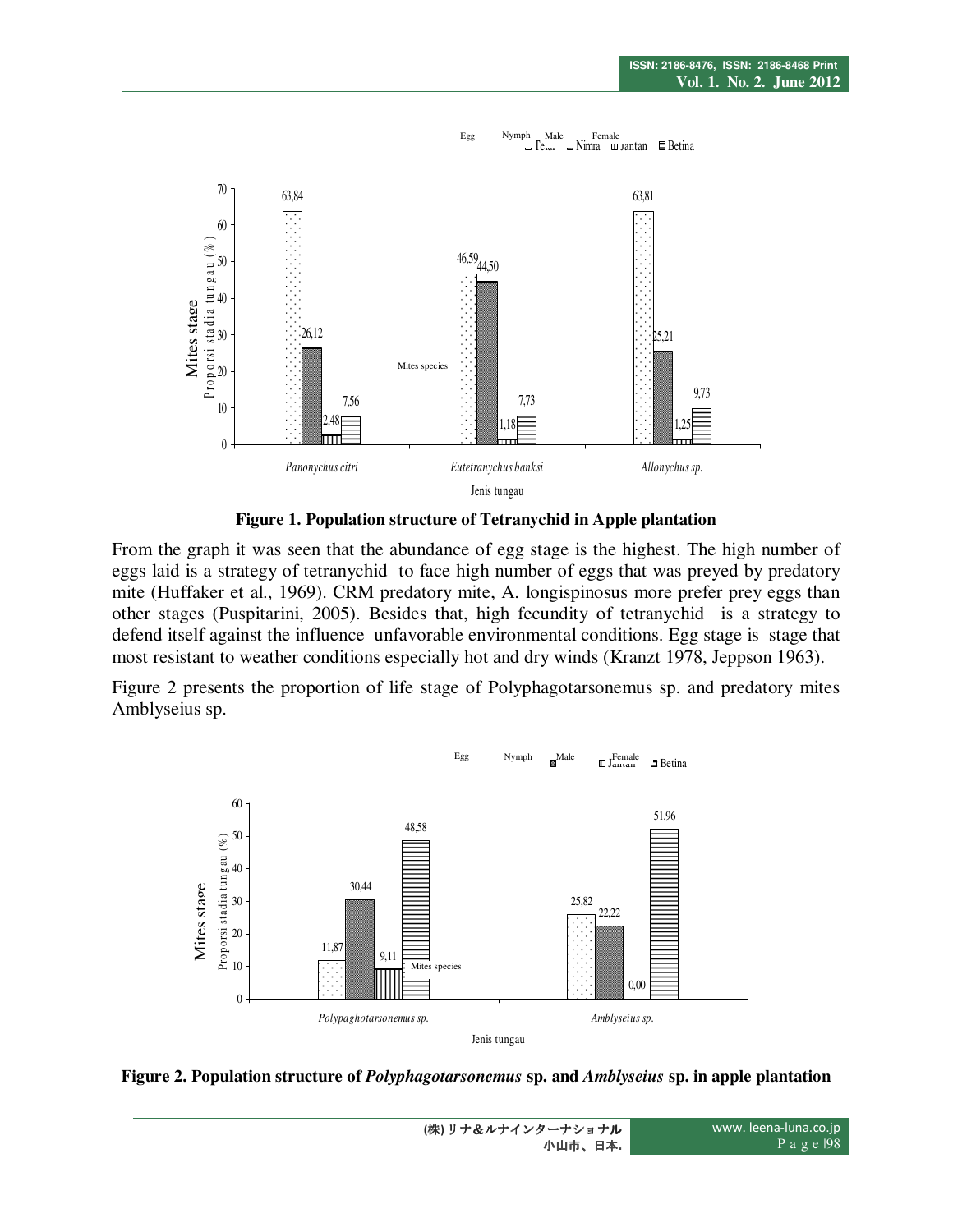Egg Nymph Male Female
Telur Nimfa Jantan Betina

70
60
50
40
30
20
10
0

Mites stage
Proporsi stadia tungau (%)

63,84
26,12
2,48
7,56

Mites species

46,59
44,50
1,18
7,73

63,81
25,21
1,25
9,73

*Panonychus citri*
*Eutetranychus banksi*
*Allonychus sp.*

Jenis tungau

**Figure 1. Population structure of Tetranychid in Apple plantation**

From the graph it was seen that the abundance of egg stage is the highest. The high number of eggs laid is a strategy of tetranychid to face high number of eggs that was preyed by predatory mite (Huffaker et al., 1969). CRM predatory mite, A. longispinosus more prefer prey eggs than other stages (Puspitarini, 2005). Besides that, high fecundity of tetranychid is a strategy to defend itself against the influence unfavorable environmental conditions. Egg stage is stage that most resistant to weather conditions especially hot and dry winds (Kranzt 1978, Jeppson 1963).

Figure 2 presents the proportion of life stage of Polyphagotarsonemus sp. and predatory mites Amblyseius sp.

Egg Nymph Male Female
Jantan Betina

60
50
40
30
20
10
0

Mites stage
Proporsi stadia tungau (%)

11,87
30,44
9,11
48,58

Mites species

25,82
22,22
0,00
51,96

*Polypaghotarsonemus sp.*
*Amblyseius sp.*

Jenis tungau

**Figure 2. Population structure of *Polyphagotarsonemus* sp. and *Amblyseius* sp. in apple plantation**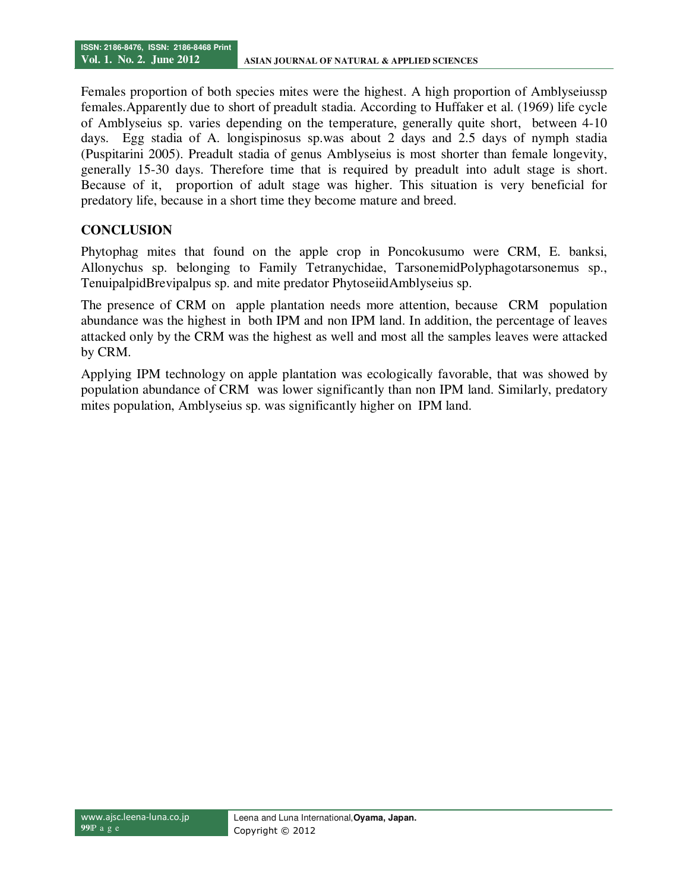Females proportion of both species mites were the highest. A high proportion of Amblyseiussp females.Apparently due to short of preadult stadia. According to Huffaker et al. (1969) life cycle of Amblyseius sp. varies depending on the temperature, generally quite short, between 4-10 days. Egg stadia of A. longispinosus sp.was about 2 days and 2.5 days of nymph stadia (Puspitarini 2005). Preadult stadia of genus Amblyseius is most shorter than female longevity, generally 15-30 days. Therefore time that is required by preadult into adult stage is short. Because of it, proportion of adult stage was higher. This situation is very beneficial for predatory life, because in a short time they become mature and breed.

## CONCLUSION

Phytophag mites that found on the apple crop in Poncokusumo were CRM, E. banksi, Allonychus sp. belonging to Family Tetranychidae, TarsonemidPolyphagotarsonemus sp., TenuipalpidBrevipalpus sp. and mite predator PhytoseiidAmblyseius sp.

The presence of CRM on apple plantation needs more attention, because CRM population abundance was the highest in both IPM and non IPM land. In addition, the percentage of leaves attacked only by the CRM was the highest as well and most all the samples leaves were attacked by CRM.

Applying IPM technology on apple plantation was ecologically favorable, that was showed by population abundance of CRM was lower significantly than non IPM land. Similarly, predatory mites population, Amblyseius sp. was significantly higher on IPM land.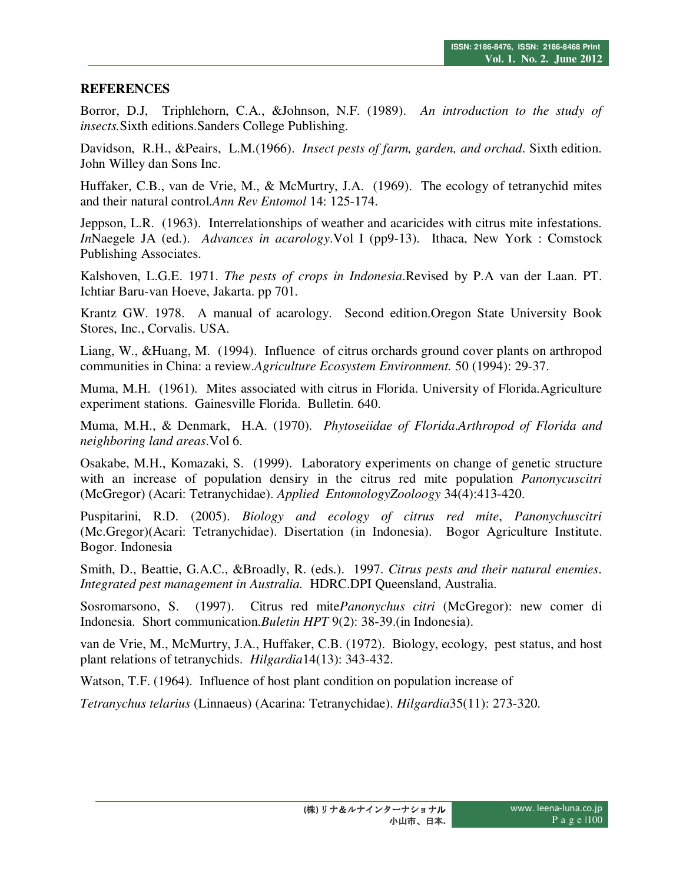## REFERENCES

Borror, D.J, Triphlehorn, C.A., &Johnson, N.F. (1989). *An introduction to the study of insects.*Sixth editions.Sanders College Publishing.

Davidson, R.H., &Peairs, L.M.(1966). *Insect pests of farm, garden, and orchad*. Sixth edition. John Willey dan Sons Inc.

Huffaker, C.B., van de Vrie, M., & McMurtry, J.A. (1969). The ecology of tetranychid mites and their natural control.*Ann Rev Entomol* 14: 125-174.

Jeppson, L.R. (1963). Interrelationships of weather and acaricides with citrus mite infestations. *In*Naegele JA (ed.). *Advances in acarology*.Vol I (pp9-13). Ithaca, New York : Comstock Publishing Associates.

Kalshoven, L.G.E. 1971. *The pests of crops in Indonesia*.Revised by P.A van der Laan. PT. Ichtiar Baru-van Hoeve, Jakarta. pp 701.

Krantz GW. 1978. A manual of acarology. Second edition.Oregon State University Book Stores, Inc., Corvalis. USA.

Liang, W., &Huang, M. (1994). Influence of citrus orchards ground cover plants on arthropod communities in China: a review.*Agriculture Ecosystem Environment.* 50 (1994): 29-37.

Muma, M.H. (1961). Mites associated with citrus in Florida. University of Florida.Agriculture experiment stations. Gainesville Florida. Bulletin. 640.

Muma, M.H., & Denmark, H.A. (1970). *Phytoseiidae of Florida.Arthropod of Florida and neighboring land areas*.Vol 6.

Osakabe, M.H., Komazaki, S. (1999). Laboratory experiments on change of genetic structure with an increase of population densiry in the citrus red mite population *Panonycuscitri* (McGregor) (Acari: Tetranychidae). *Applied EntomologyZooloogy* 34(4):413-420.

Puspitarini, R.D. (2005). *Biology and ecology of citrus red mite*, *Panonychuscitri* (Mc.Gregor)(Acari: Tetranychidae). Disertation (in Indonesia). Bogor Agriculture Institute. Bogor. Indonesia

Smith, D., Beattie, G.A.C., &Broadly, R. (eds.). 1997. *Citrus pests and their natural enemies. Integrated pest management in Australia.* HDRC.DPI Queensland, Australia.

Sosromarsono, S. (1997). Citrus red mite*Panonychus citri* (McGregor): new comer di Indonesia. Short communication.*Buletin HPT* 9(2): 38-39.(in Indonesia).

van de Vrie, M., McMurtry, J.A., Huffaker, C.B. (1972). Biology, ecology, pest status, and host plant relations of tetranychids. *Hilgardia*14(13): 343-432.

Watson, T.F. (1964). Influence of host plant condition on population increase of

*Tetranychus telarius* (Linnaeus) (Acarina: Tetranychidae). *Hilgardia*35(11): 273-320.